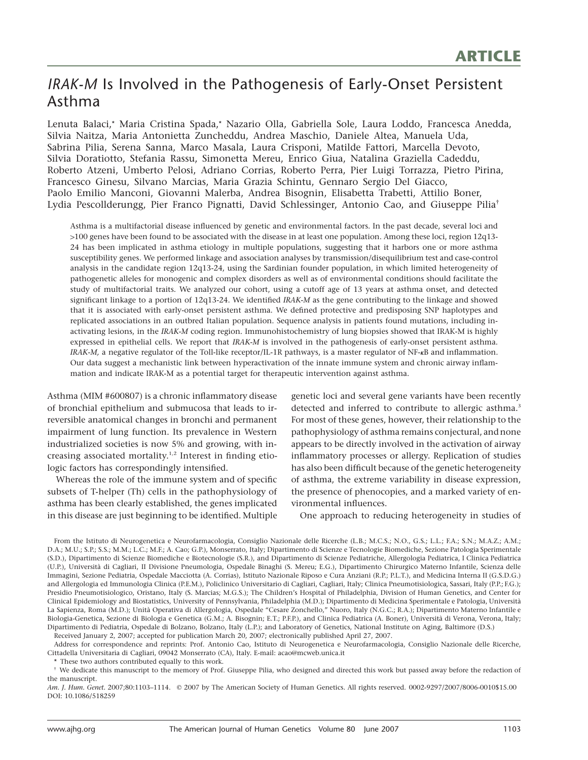# ARTICLE

# *IRAK-M* Is Involved in the Pathogenesis of Early-Onset Persistent Asthma

Lenuta Balaci,* Maria Cristina Spada,* Nazario Olla, Gabriella Sole, Laura Loddo, Francesca Anedda, Silvia Naitza, Maria Antonietta Zuncheddu, Andrea Maschio, Daniele Altea, Manuela Uda, Sabrina Pilia, Serena Sanna, Marco Masala, Laura Crisponi, Matilde Fattori, Marcella Devoto, Silvia Doratiotto, Stefania Rassu, Simonetta Mereu, Enrico Giua, Natalina Graziella Cadeddu, Roberto Atzeni, Umberto Pelosi, Adriano Corrias, Roberto Perra, Pier Luigi Torrazza, Pietro Pirina, Francesco Ginesu, Silvano Marcias, Maria Grazia Schintu, Gennaro Sergio Del Giacco, Paolo Emilio Manconi, Giovanni Malerba, Andrea Bisognin, Elisabetta Trabetti, Attilio Boner, Lydia Pescollderungg, Pier Franco Pignatti, David Schlessinger, Antonio Cao, and Giuseppe Pilia†

Asthma is a multifactorial disease influenced by genetic and environmental factors. In the past decade, several loci and >100 genes have been found to be associated with the disease in at least one population. Among these loci, region 12q13-24 has been implicated in asthma etiology in multiple populations, suggesting that it harbors one or more asthma susceptibility genes. We performed linkage and association analyses by transmission/disequilibrium test and case-control analysis in the candidate region 12q13-24, using the Sardinian founder population, in which limited heterogeneity of pathogenetic alleles for monogenic and complex disorders as well as of environmental conditions should facilitate the study of multifactorial traits. We analyzed our cohort, using a cutoff age of 13 years at asthma onset, and detected significant linkage to a portion of 12q13-24. We identified *IRAK-M* as the gene contributing to the linkage and showed that it is associated with early-onset persistent asthma. We defined protective and predisposing SNP haplotypes and replicated associations in an outbred Italian population. Sequence analysis in patients found mutations, including inactivating lesions, in the *IRAK-M* coding region. Immunohistochemistry of lung biopsies showed that IRAK-M is highly expressed in epithelial cells. We report that *IRAK-M* is involved in the pathogenesis of early-onset persistent asthma. *IRAK-M*, a negative regulator of the Toll-like receptor/IL-1R pathways, is a master regulator of NF-κB and inflammation. Our data suggest a mechanistic link between hyperactivation of the innate immune system and chronic airway inflammation and indicate IRAK-M as a potential target for therapeutic intervention against asthma.

Asthma (MIM #600807) is a chronic inflammatory disease of bronchial epithelium and submucosa that leads to irreversible anatomical changes in bronchi and permanent impairment of lung function. Its prevalence in Western industrialized societies is now 5% and growing, with increasing associated mortality.[1,2] Interest in finding etiologic factors has correspondingly intensified.

Whereas the role of the immune system and of specific subsets of T-helper (Th) cells in the pathophysiology of asthma has been clearly established, the genes implicated in this disease are just beginning to be identified. Multiple genetic loci and several gene variants have been recently detected and inferred to contribute to allergic asthma.[3] For most of these genes, however, their relationship to the pathophysiology of asthma remains conjectural, and none appears to be directly involved in the activation of airway inflammatory processes or allergy. Replication of studies has also been difficult because of the genetic heterogeneity of asthma, the extreme variability in disease expression, the presence of phenocopies, and a marked variety of environmental influences.

One approach to reducing heterogeneity in studies of

From the Istituto di Neurogenetica e Neurofarmacologia, Consiglio Nazionale delle Ricerche (L.B.; M.C.S.; N.O., G.S.; L.L.; F.A.; S.N.; M.A.Z.; A.M.; D.A.; M.U.; S.P.; S.S.; M.M.; L.C.; M.F.; A. Cao; G.P.), Monserrato, Italy; Dipartimento di Scienze e Tecnologie Biomediche, Sezione Patologia Sperimentale (S.D.), Dipartimento di Scienze Biomediche e Biotecnologie (S.R.), and Dipartimento di Scienze Pediatriche, Allergologia Pediatrica, I Clinica Pediatrica (U.P.), Università di Cagliari, II Divisione Pneumologia, Ospedale Binaghi (S. Mereu; E.G.), Dipartimento Chirurgico Materno Infantile, Scienza delle Immagini, Sezione Pediatria, Ospedale Macciotta (A. Corrias), Istituto Nazionale Riposo e Cura Anziani (R.P.; P.L.T.), and Medicina Interna II (G.S.D.G.) and Allergologia ed Immunologia Clinica (P.E.M.), Policlinico Universitario di Cagliari, Cagliari, Italy; Clinica Pneumotisiologica, Sassari, Italy (P.P.; F.G.); Presidio Pneumotisiologico, Oristano, Italy (S. Marcias; M.G.S.); The Children's Hospital of Philadelphia, Division of Human Genetics, and Center for Clinical Epidemiology and Biostatistics, University of Pennsylvania, Philadelphia (M.D.); Dipartimento di Medicina Sperimentale e Patologia, Università La Sapienza, Roma (M.D.); Unità Operativa di Allergologia, Ospedale "Cesare Zonchello," Nuoro, Italy (N.G.C.; R.A.); Dipartimento Materno Infantile e Biologia-Genetica, Sezione di Biologia e Genetica (G.M.; A. Bisognin; E.T.; P.F.P.), and Clinica Pediatrica (A. Boner), Università di Verona, Verona, Italy; Dipartimento di Pediatria, Ospedale di Bolzano, Bolzano, Italy (L.P.); and Laboratory of Genetics, National Institute on Aging, Baltimore (D.S.)

Received January 2, 2007; accepted for publication March 20, 2007; electronically published April 27, 2007.

Address for correspondence and reprints: Prof. Antonio Cao, Istituto di Neurogenetica e Neurofarmacologia, Consiglio Nazionale delle Ricerche, Cittadella Universitaria di Cagliari, 09042 Monserrato (CA), Italy. E-mail: acao@mcweb.unica.it

\* These two authors contributed equally to this work.

† We dedicate this manuscript to the memory of Prof. Giuseppe Pilia, who designed and directed this work but passed away before the redaction of the manuscript.

*Am. J. Hum. Genet.* 2007;80:1103–1114. © 2007 by The American Society of Human Genetics. All rights reserved. 0002-9297/2007/8006-0010$15.00 DOI: 10.1086/518259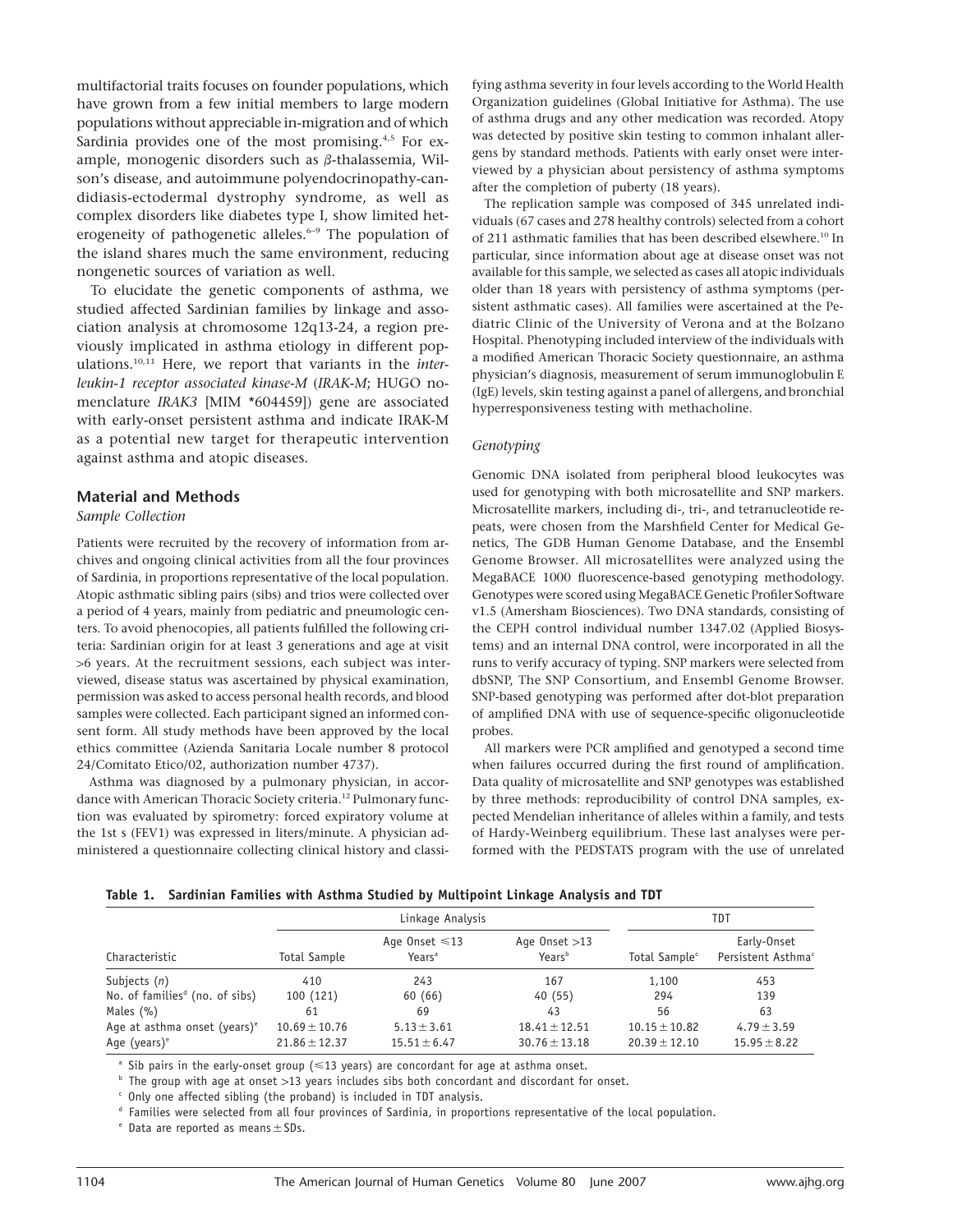multifactorial traits focuses on founder populations, which have grown from a few initial members to large modern populations without appreciable in-migration and of which Sardinia provides one of the most promising.[4,5] For example, monogenic disorders such as β-thalassemia, Wilson's disease, and autoimmune polyendocrinopathy-candidiasis-ectodermal dystrophy syndrome, as well as complex disorders like diabetes type I, show limited heterogeneity of pathogenetic alleles.[6–9] The population of the island shares much the same environment, reducing nongenetic sources of variation as well.

To elucidate the genetic components of asthma, we studied affected Sardinian families by linkage and association analysis at chromosome 12q13-24, a region previously implicated in asthma etiology in different populations.[10,11] Here, we report that variants in the *interleukin-1 receptor associated kinase-M* (*IRAK-M*; HUGO nomenclature *IRAK3* [MIM *604459]) gene are associated with early-onset persistent asthma and indicate IRAK-M as a potential new target for therapeutic intervention against asthma and atopic diseases.

## Material and Methods

### *Sample Collection*

Patients were recruited by the recovery of information from archives and ongoing clinical activities from all the four provinces of Sardinia, in proportions representative of the local population. Atopic asthmatic sibling pairs (sibs) and trios were collected over a period of 4 years, mainly from pediatric and pneumologic centers. To avoid phenocopies, all patients fulfilled the following criteria: Sardinian origin for at least 3 generations and age at visit >6 years. At the recruitment sessions, each subject was interviewed, disease status was ascertained by physical examination, permission was asked to access personal health records, and blood samples were collected. Each participant signed an informed consent form. All study methods have been approved by the local ethics committee (Azienda Sanitaria Locale number 8 protocol 24/Comitato Etico/02, authorization number 4737).

Asthma was diagnosed by a pulmonary physician, in accordance with American Thoracic Society criteria.[12] Pulmonary function was evaluated by spirometry: forced expiratory volume at the 1st s (FEV1) was expressed in liters/minute. A physician administered a questionnaire collecting clinical history and classifying asthma severity in four levels according to the World Health Organization guidelines (Global Initiative for Asthma). The use of asthma drugs and any other medication was recorded. Atopy was detected by positive skin testing to common inhalant allergens by standard methods. Patients with early onset were interviewed by a physician about persistency of asthma symptoms after the completion of puberty (18 years).

The replication sample was composed of 345 unrelated individuals (67 cases and 278 healthy controls) selected from a cohort of 211 asthmatic families that has been described elsewhere.[10] In particular, since information about age at disease onset was not available for this sample, we selected as cases all atopic individuals older than 18 years with persistency of asthma symptoms (persistent asthmatic cases). All families were ascertained at the Pediatric Clinic of the University of Verona and at the Bolzano Hospital. Phenotyping included interview of the individuals with a modified American Thoracic Society questionnaire, an asthma physician's diagnosis, measurement of serum immunoglobulin E (IgE) levels, skin testing against a panel of allergens, and bronchial hyperresponsiveness testing with methacholine.

### *Genotyping*

Genomic DNA isolated from peripheral blood leukocytes was used for genotyping with both microsatellite and SNP markers. Microsatellite markers, including di-, tri-, and tetranucleotide repeats, were chosen from the Marshfield Center for Medical Genetics, The GDB Human Genome Database, and the Ensembl Genome Browser. All microsatellites were analyzed using the MegaBACE 1000 fluorescence-based genotyping methodology. Genotypes were scored using MegaBACE Genetic Profiler Software v1.5 (Amersham Biosciences). Two DNA standards, consisting of the CEPH control individual number 1347.02 (Applied Biosystems) and an internal DNA control, were incorporated in all the runs to verify accuracy of typing. SNP markers were selected from dbSNP, The SNP Consortium, and Ensembl Genome Browser. SNP-based genotyping was performed after dot-blot preparation of amplified DNA with use of sequence-specific oligonucleotide probes.

All markers were PCR amplified and genotyped a second time when failures occurred during the first round of amplification. Data quality of microsatellite and SNP genotypes was established by three methods: reproducibility of control DNA samples, expected Mendelian inheritance of alleles within a family, and tests of Hardy-Weinberg equilibrium. These last analyses were performed with the PEDSTATS program with the use of unrelated

**Table 1. Sardinian Families with Asthma Studied by Multipoint Linkage Analysis and TDT**

| Characteristic | Linkage Analysis | | | TDT | |
|---|---|---|---|---|---|
| | Total Sample | Age Onset ≤13 Years[a] | Age Onset >13 Years[b] | Total Sample[c] | Early-Onset Persistent Asthma[c] |
| Subjects (*n*) | 410 | 243 | 167 | 1,100 | 453 |
| No. of families[d] (no. of sibs) | 100 (121) | 60 (66) | 40 (55) | 294 | 139 |
| Males (%) | 61 | 69 | 43 | 56 | 63 |
| Age at asthma onset (years)[e] | 10.69 ± 10.76 | 5.13 ± 3.61 | 18.41 ± 12.51 | 10.15 ± 10.82 | 4.79 ± 3.59 |
| Age (years)[e] | 21.86 ± 12.37 | 15.51 ± 6.47 | 30.76 ± 13.18 | 20.39 ± 12.10 | 15.95 ± 8.22 |

[a] Sib pairs in the early-onset group (≤13 years) are concordant for age at asthma onset.

[b] The group with age at onset >13 years includes sibs both concordant and discordant for onset.

[c] Only one affected sibling (the proband) is included in TDT analysis.

[d] Families were selected from all four provinces of Sardinia, in proportions representative of the local population.

[e] Data are reported as means ± SDs.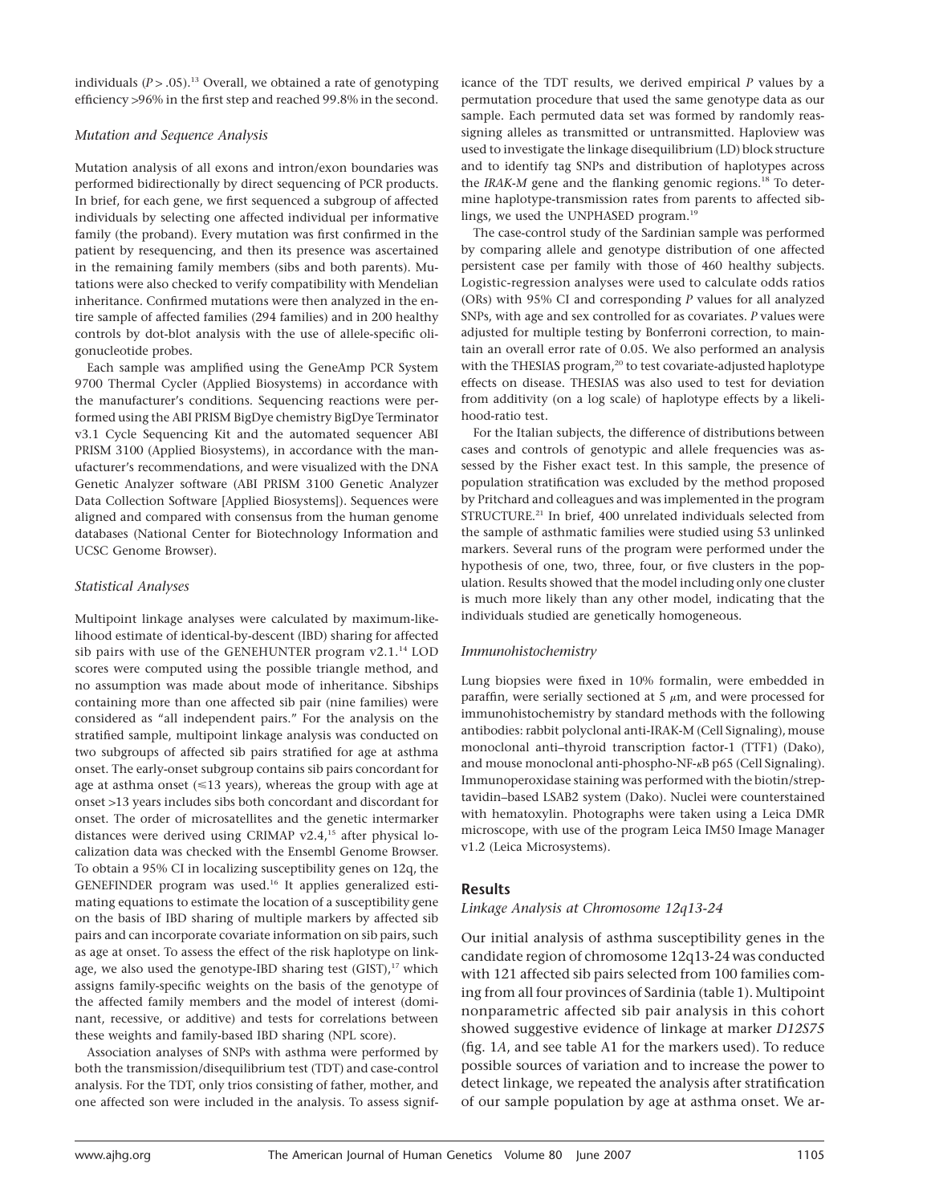individuals ($P > .05$).[13] Overall, we obtained a rate of genotyping efficiency >96% in the first step and reached 99.8% in the second.

### *Mutation and Sequence Analysis*

Mutation analysis of all exons and intron/exon boundaries was performed bidirectionally by direct sequencing of PCR products. In brief, for each gene, we first sequenced a subgroup of affected individuals by selecting one affected individual per informative family (the proband). Every mutation was first confirmed in the patient by resequencing, and then its presence was ascertained in the remaining family members (sibs and both parents). Mutations were also checked to verify compatibility with Mendelian inheritance. Confirmed mutations were then analyzed in the entire sample of affected families (294 families) and in 200 healthy controls by dot-blot analysis with the use of allele-specific oligonucleotide probes.

Each sample was amplified using the GeneAmp PCR System 9700 Thermal Cycler (Applied Biosystems) in accordance with the manufacturer's conditions. Sequencing reactions were performed using the ABI PRISM BigDye chemistry BigDye Terminator v3.1 Cycle Sequencing Kit and the automated sequencer ABI PRISM 3100 (Applied Biosystems), in accordance with the manufacturer's recommendations, and were visualized with the DNA Genetic Analyzer software (ABI PRISM 3100 Genetic Analyzer Data Collection Software [Applied Biosystems]). Sequences were aligned and compared with consensus from the human genome databases (National Center for Biotechnology Information and UCSC Genome Browser).

### *Statistical Analyses*

Multipoint linkage analyses were calculated by maximum-likelihood estimate of identical-by-descent (IBD) sharing for affected sib pairs with use of the GENEHUNTER program v2.1.[14] LOD scores were computed using the possible triangle method, and no assumption was made about mode of inheritance. Sibships containing more than one affected sib pair (nine families) were considered as "all independent pairs." For the analysis on the stratified sample, multipoint linkage analysis was conducted on two subgroups of affected sib pairs stratified for age at asthma onset. The early-onset subgroup contains sib pairs concordant for age at asthma onset (≤13 years), whereas the group with age at onset >13 years includes sibs both concordant and discordant for onset. The order of microsatellites and the genetic intermarker distances were derived using CRIMAP v2.4,[15] after physical localization data was checked with the Ensembl Genome Browser. To obtain a 95% CI in localizing susceptibility genes on 12q, the GENEFINDER program was used.[16] It applies generalized estimating equations to estimate the location of a susceptibility gene on the basis of IBD sharing of multiple markers by affected sib pairs and can incorporate covariate information on sib pairs, such as age at onset. To assess the effect of the risk haplotype on linkage, we also used the genotype-IBD sharing test (GIST),[17] which assigns family-specific weights on the basis of the genotype of the affected family members and the model of interest (dominant, recessive, or additive) and tests for correlations between these weights and family-based IBD sharing (NPL score).

Association analyses of SNPs with asthma were performed by both the transmission/disequilibrium test (TDT) and case-control analysis. For the TDT, only trios consisting of father, mother, and one affected son were included in the analysis. To assess significance of the TDT results, we derived empirical *P* values by a permutation procedure that used the same genotype data as our sample. Each permuted data set was formed by randomly reassigning alleles as transmitted or untransmitted. Haploview was used to investigate the linkage disequilibrium (LD) block structure and to identify tag SNPs and distribution of haplotypes across the *IRAK-M* gene and the flanking genomic regions.[18] To determine haplotype-transmission rates from parents to affected siblings, we used the UNPHASED program.[19]

The case-control study of the Sardinian sample was performed by comparing allele and genotype distribution of one affected persistent case per family with those of 460 healthy subjects. Logistic-regression analyses were used to calculate odds ratios (ORs) with 95% CI and corresponding *P* values for all analyzed SNPs, with age and sex controlled for as covariates. *P* values were adjusted for multiple testing by Bonferroni correction, to maintain an overall error rate of 0.05. We also performed an analysis with the THESIAS program,[20] to test covariate-adjusted haplotype effects on disease. THESIAS was also used to test for deviation from additivity (on a log scale) of haplotype effects by a likelihood-ratio test.

For the Italian subjects, the difference of distributions between cases and controls of genotypic and allele frequencies was assessed by the Fisher exact test. In this sample, the presence of population stratification was excluded by the method proposed by Pritchard and colleagues and was implemented in the program STRUCTURE.[21] In brief, 400 unrelated individuals selected from the sample of asthmatic families were studied using 53 unlinked markers. Several runs of the program were performed under the hypothesis of one, two, three, four, or five clusters in the population. Results showed that the model including only one cluster is much more likely than any other model, indicating that the individuals studied are genetically homogeneous.

### *Immunohistochemistry*

Lung biopsies were fixed in 10% formalin, were embedded in paraffin, were serially sectioned at 5 $\mu$m, and were processed for immunohistochemistry by standard methods with the following antibodies: rabbit polyclonal anti-IRAK-M (Cell Signaling), mouse monoclonal anti–thyroid transcription factor-1 (TTF1) (Dako), and mouse monoclonal anti-phospho-NF-$\kappa$B p65 (Cell Signaling). Immunoperoxidase staining was performed with the biotin/streptavidin–based LSAB2 system (Dako). Nuclei were counterstained with hematoxylin. Photographs were taken using a Leica DMR microscope, with use of the program Leica IM50 Image Manager v1.2 (Leica Microsystems).

## Results

### *Linkage Analysis at Chromosome 12q13-24*

Our initial analysis of asthma susceptibility genes in the candidate region of chromosome 12q13-24 was conducted with 121 affected sib pairs selected from 100 families coming from all four provinces of Sardinia (table 1). Multipoint nonparametric affected sib pair analysis in this cohort showed suggestive evidence of linkage at marker *D12S75* (fig. 1*A*, and see table A1 for the markers used). To reduce possible sources of variation and to increase the power to detect linkage, we repeated the analysis after stratification of our sample population by age at asthma onset. We ar-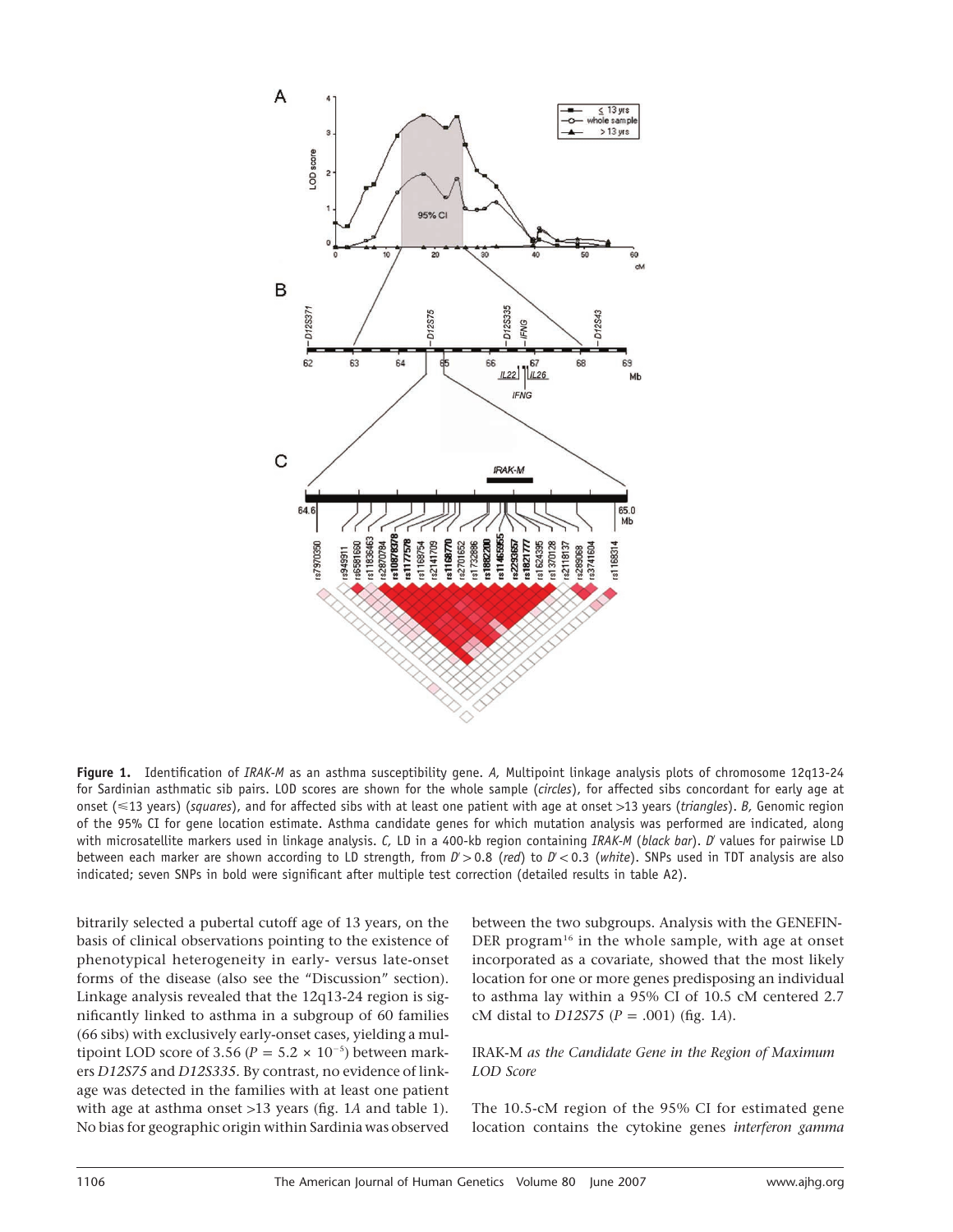**Figure 1.** Identification of *IRAK-M* as an asthma susceptibility gene. *A,* Multipoint linkage analysis plots of chromosome 12q13-24 for Sardinian asthmatic sib pairs. LOD scores are shown for the whole sample (*circles*), for affected sibs concordant for early age at onset (⩽13 years) (*squares*), and for affected sibs with at least one patient with age at onset >13 years (*triangles*). *B,* Genomic region of the 95% CI for gene location estimate. Asthma candidate genes for which mutation analysis was performed are indicated, along with microsatellite markers used in linkage analysis. *C,* LD in a 400-kb region containing *IRAK-M* (*black bar*). $D'$ values for pairwise LD between each marker are shown according to LD strength, from $D' > 0.8$ (*red*) to $D' < 0.3$ (*white*). SNPs used in TDT analysis are also indicated; seven SNPs in bold were significant after multiple test correction (detailed results in table A2).

bitrarily selected a pubertal cutoff age of 13 years, on the basis of clinical observations pointing to the existence of phenotypical heterogeneity in early- versus late-onset forms of the disease (also see the "Discussion" section). Linkage analysis revealed that the 12q13-24 region is significantly linked to asthma in a subgroup of 60 families (66 sibs) with exclusively early-onset cases, yielding a multipoint LOD score of 3.56 ($P = 5.2 \times 10^{-5}$) between markers *D12S75* and *D12S335*. By contrast, no evidence of linkage was detected in the families with at least one patient with age at asthma onset >13 years (fig. 1*A* and table 1). No bias for geographic origin within Sardinia was observed between the two subgroups. Analysis with the GENEFINDER program[16] in the whole sample, with age at onset incorporated as a covariate, showed that the most likely location for one or more genes predisposing an individual to asthma lay within a 95% CI of 10.5 cM centered 2.7 cM distal to *D12S75* ($P = .001$) (fig. 1*A*).

### IRAK-M *as the Candidate Gene in the Region of Maximum LOD Score*

The 10.5-cM region of the 95% CI for estimated gene location contains the cytokine genes *interferon gamma*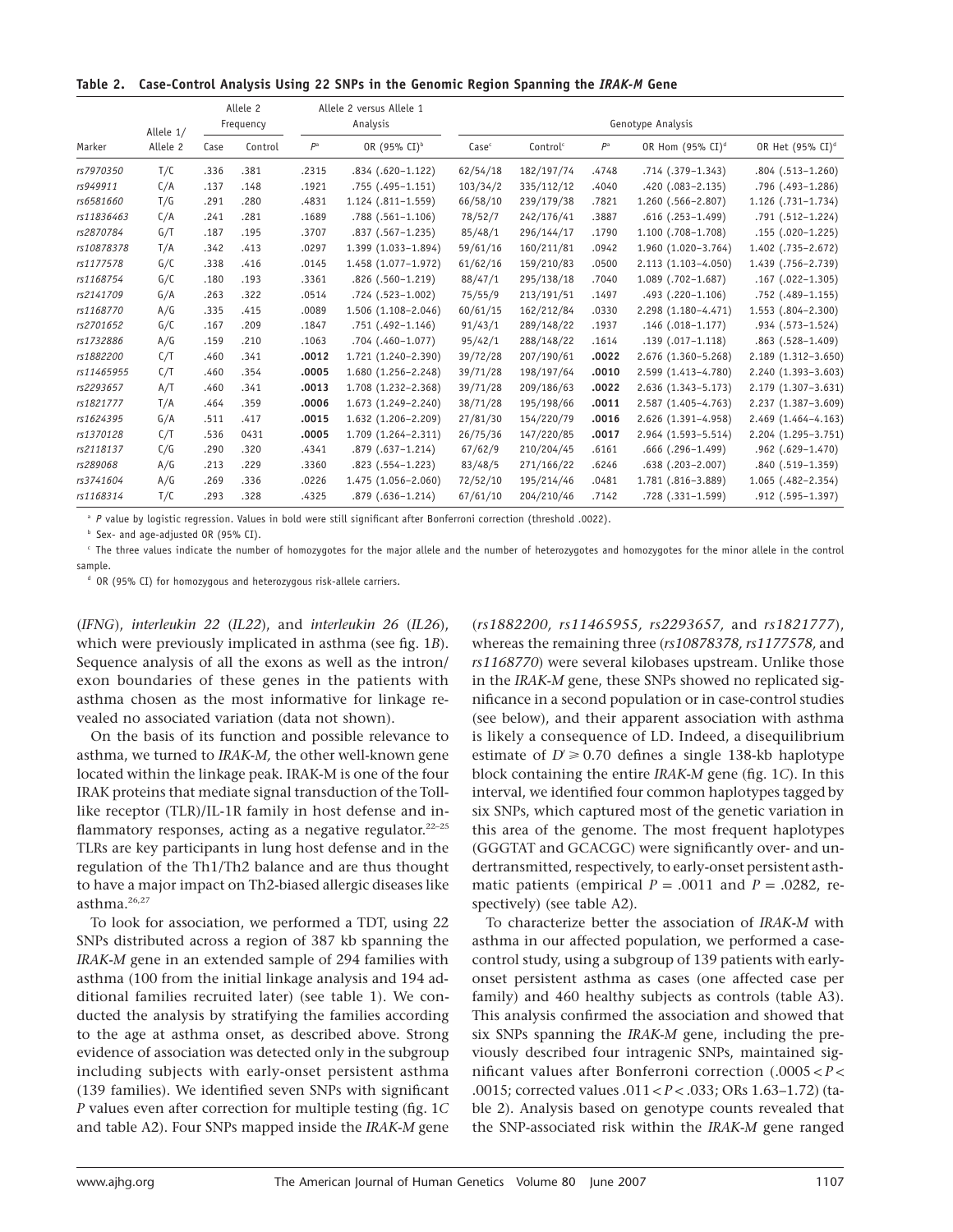**Table 2. Case-Control Analysis Using 22 SNPs in the Genomic Region Spanning the *IRAK-M* Gene**

| Marker | Allele 1/ Allele 2 | Allele 2 Frequency | | Allele 2 versus Allele 1 Analysis | | Genotype Analysis | | | | |
|---|---|---|---|---|---|---|---|---|---|---|
| | | Case | Control | $P$[a] | OR (95% CI)[b] | Case[c] | Control[c] | $P$[a] | OR Hom (95% CI)[d] | OR Het (95% CI)[d] |
| *rs7970350* | T/C | .336 | .381 | .2315 | .834 (.620–1.122) | 62/54/18 | 182/197/74 | .4748 | .714 (.379–1.343) | .804 (.513–1.260) |
| *rs949911* | C/A | .137 | .148 | .1921 | .755 (.495–1.151) | 103/34/2 | 335/112/12 | .4040 | .420 (.083–2.135) | .796 (.493–1.286) |
| *rs6581660* | T/G | .291 | .280 | .4831 | 1.124 (.811–1.559) | 66/58/10 | 239/179/38 | .7821 | 1.260 (.566–2.807) | 1.126 (.731–1.734) |
| *rs11836463* | C/A | .241 | .281 | .1689 | .788 (.561–1.106) | 78/52/7 | 242/176/41 | .3887 | .616 (.253–1.499) | .791 (.512–1.224) |
| *rs2870784* | G/T | .187 | .195 | .3707 | .837 (.567–1.235) | 85/48/1 | 296/144/17 | .1790 | 1.100 (.708–1.708) | .155 (.020–1.225) |
| *rs10878378* | T/A | .342 | .413 | .0297 | 1.399 (1.033–1.894) | 59/61/16 | 160/211/81 | .0942 | 1.960 (1.020–3.764) | 1.402 (.735–2.672) |
| *rs1177578* | G/C | .338 | .416 | .0145 | 1.458 (1.077–1.972) | 61/62/16 | 159/210/83 | .0500 | 2.113 (1.103–4.050) | 1.439 (.756–2.739) |
| *rs1168754* | G/C | .180 | .193 | .3361 | .826 (.560–1.219) | 88/47/1 | 295/138/18 | .7040 | 1.089 (.702–1.687) | .167 (.022–1.305) |
| *rs2141709* | G/A | .263 | .322 | .0514 | .724 (.523–1.002) | 75/55/9 | 213/191/51 | .1497 | .493 (.220–1.106) | .752 (.489–1.155) |
| *rs1168770* | A/G | .335 | .415 | .0089 | 1.506 (1.108–2.046) | 60/61/15 | 162/212/84 | .0330 | 2.298 (1.180–4.471) | 1.553 (.804–2.300) |
| *rs2701652* | G/C | .167 | .209 | .1847 | .751 (.492–1.146) | 91/43/1 | 289/148/22 | .1937 | .146 (.018–1.177) | .934 (.573–1.524) |
| *rs1732886* | A/G | .159 | .210 | .1063 | .704 (.460–1.077) | 95/42/1 | 288/148/22 | .1614 | .139 (.017–1.118) | .863 (.528–1.409) |
| *rs1882200* | C/T | .460 | .341 | **.0012** | 1.721 (1.240–2.390) | 39/72/28 | 207/190/61 | **.0022** | 2.676 (1.360–5.268) | 2.189 (1.312–3.650) |
| *rs11465955* | C/T | .460 | .354 | **.0005** | 1.680 (1.256–2.248) | 39/71/28 | 198/197/64 | **.0010** | 2.599 (1.413–4.780) | 2.240 (1.393–3.603) |
| *rs2293657* | A/T | .460 | .341 | **.0013** | 1.708 (1.232–2.368) | 39/71/28 | 209/186/63 | **.0022** | 2.636 (1.343–5.173) | 2.179 (1.307–3.631) |
| *rs1821777* | T/A | .464 | .359 | **.0006** | 1.673 (1.249–2.240) | 38/71/28 | 195/198/66 | **.0011** | 2.587 (1.405–4.763) | 2.237 (1.387–3.609) |
| *rs1624395* | G/A | .511 | .417 | **.0015** | 1.632 (1.206–2.209) | 27/81/30 | 154/220/79 | **.0016** | 2.626 (1.391–4.958) | 2.469 (1.464–4.163) |
| *rs1370128* | C/T | .536 | 0431 | **.0005** | 1.709 (1.264–2.311) | 26/75/36 | 147/220/85 | **.0017** | 2.964 (1.593–5.514) | 2.204 (1.295–3.751) |
| *rs2118137* | C/G | .290 | .320 | .4341 | .879 (.637–1.214) | 67/62/9 | 210/204/45 | .6161 | .666 (.296–1.499) | .962 (.629–1.470) |
| *rs289068* | A/G | .213 | .229 | .3360 | .823 (.554–1.223) | 83/48/5 | 271/166/22 | .6246 | .638 (.203–2.007) | .840 (.519–1.359) |
| *rs3741604* | A/G | .269 | .336 | .0226 | 1.475 (1.056–2.060) | 72/52/10 | 195/214/46 | .0481 | 1.781 (.816–3.889) | 1.065 (.482–2.354) |
| *rs1168314* | T/C | .293 | .328 | .4325 | .879 (.636–1.214) | 67/61/10 | 204/210/46 | .7142 | .728 (.331–1.599) | .912 (.595–1.397) |

[a] $P$ value by logistic regression. Values in bold were still significant after Bonferroni correction (threshold .0022).

[b] Sex- and age-adjusted OR (95% CI).

[c] The three values indicate the number of homozygotes for the major allele and the number of heterozygotes and homozygotes for the minor allele in the control sample.

[d] OR (95% CI) for homozygous and heterozygous risk-allele carriers.

(*IFNG*), *interleukin 22* (*IL22*), and *interleukin 26* (*IL26*), which were previously implicated in asthma (see fig. 1*B*). Sequence analysis of all the exons as well as the intron/exon boundaries of these genes in the patients with asthma chosen as the most informative for linkage revealed no associated variation (data not shown).

On the basis of its function and possible relevance to asthma, we turned to *IRAK-M,* the other well-known gene located within the linkage peak. IRAK-M is one of the four IRAK proteins that mediate signal transduction of the Toll-like receptor (TLR)/IL-1R family in host defense and inflammatory responses, acting as a negative regulator.[22–25] TLRs are key participants in lung host defense and in the regulation of the Th1/Th2 balance and are thus thought to have a major impact on Th2-biased allergic diseases like asthma.[26,27]

To look for association, we performed a TDT, using 22 SNPs distributed across a region of 387 kb spanning the *IRAK-M* gene in an extended sample of 294 families with asthma (100 from the initial linkage analysis and 194 additional families recruited later) (see table 1). We conducted the analysis by stratifying the families according to the age at asthma onset, as described above. Strong evidence of association was detected only in the subgroup including subjects with early-onset persistent asthma (139 families). We identified seven SNPs with significant $P$ values even after correction for multiple testing (fig. 1*C* and table A2). Four SNPs mapped inside the *IRAK-M* gene (*rs1882200, rs11465955, rs2293657,* and *rs1821777*), whereas the remaining three (*rs10878378, rs1177578,* and *rs1168770*) were several kilobases upstream. Unlike those in the *IRAK-M* gene, these SNPs showed no replicated significance in a second population or in case-control studies (see below), and their apparent association with asthma is likely a consequence of LD. Indeed, a disequilibrium estimate of $D' \geq 0.70$ defines a single 138-kb haplotype block containing the entire *IRAK-M* gene (fig. 1*C*). In this interval, we identified four common haplotypes tagged by six SNPs, which captured most of the genetic variation in this area of the genome. The most frequent haplotypes (GGGTAT and GCACGC) were significantly over- and undertransmitted, respectively, to early-onset persistent asthmatic patients (empirical $P = .0011$ and $P = .0282$, respectively) (see table A2).

To characterize better the association of *IRAK-M* with asthma in our affected population, we performed a case-control study, using a subgroup of 139 patients with early-onset persistent asthma as cases (one affected case per family) and 460 healthy subjects as controls (table A3). This analysis confirmed the association and showed that six SNPs spanning the *IRAK-M* gene, including the previously described four intragenic SNPs, maintained significant values after Bonferroni correction ($.0005 < P < .0015$; corrected values $.011 < P < .033$; ORs 1.63–1.72) (table 2). Analysis based on genotype counts revealed that the SNP-associated risk within the *IRAK-M* gene ranged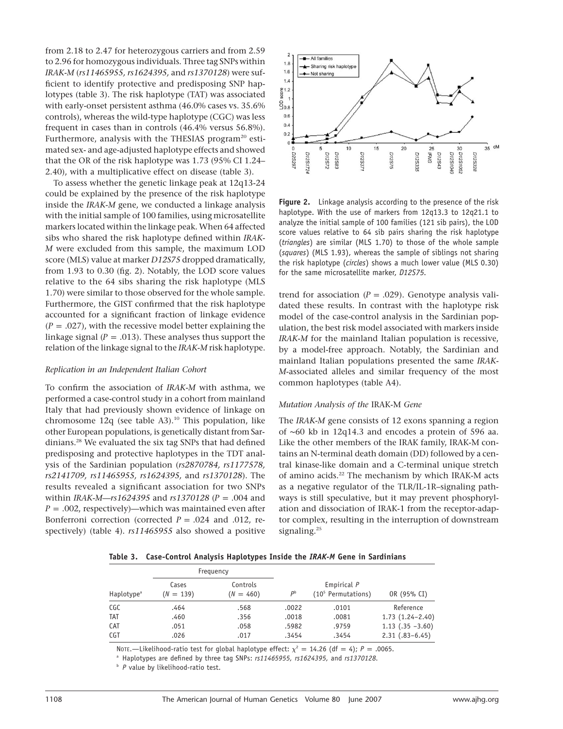from 2.18 to 2.47 for heterozygous carriers and from 2.59 to 2.96 for homozygous individuals. Three tag SNPs within *IRAK-M* (*rs11465955*, *rs1624395*, and *rs1370128*) were sufficient to identify protective and predisposing SNP haplotypes (table 3). The risk haplotype (TAT) was associated with early-onset persistent asthma (46.0% cases vs. 35.6% controls), whereas the wild-type haplotype (CGC) was less frequent in cases than in controls (46.4% versus 56.8%). Furthermore, analysis with the THESIAS program[20] estimated sex- and age-adjusted haplotype effects and showed that the OR of the risk haplotype was 1.73 (95% CI 1.24–2.40), with a multiplicative effect on disease (table 3).

To assess whether the genetic linkage peak at 12q13-24 could be explained by the presence of the risk haplotype inside the *IRAK-M* gene, we conducted a linkage analysis with the initial sample of 100 families, using microsatellite markers located within the linkage peak. When 64 affected sibs who shared the risk haplotype defined within *IRAK-M* were excluded from this sample, the maximum LOD score (MLS) value at marker *D12S75* dropped dramatically, from 1.93 to 0.30 (fig. 2). Notably, the LOD score values relative to the 64 sibs sharing the risk haplotype (MLS 1.70) were similar to those observed for the whole sample. Furthermore, the GIST confirmed that the risk haplotype accounted for a significant fraction of linkage evidence ($P = .027$), with the recessive model better explaining the linkage signal ($P = .013$). These analyses thus support the relation of the linkage signal to the *IRAK-M* risk haplotype.

**Figure 2.** Linkage analysis according to the presence of the risk haplotype. With the use of markers from 12q13.3 to 12q21.1 to analyze the initial sample of 100 families (121 sib pairs), the LOD score values relative to 64 sib pairs sharing the risk haplotype (*triangles*) are similar (MLS 1.70) to those of the whole sample (*squares*) (MLS 1.93), whereas the sample of siblings not sharing the risk haplotype (*circles*) shows a much lower value (MLS 0.30) for the same microsatellite marker, *D12S75*.

### *Replication in an Independent Italian Cohort*

To confirm the association of *IRAK-M* with asthma, we performed a case-control study in a cohort from mainland Italy that had previously shown evidence of linkage on chromosome 12q (see table A3).[10] This population, like other European populations, is genetically distant from Sardinians.[28] We evaluated the six tag SNPs that had defined predisposing and protective haplotypes in the TDT analysis of the Sardinian population (*rs2870784*, *rs1177578*, *rs2141709*, *rs11465955*, *rs1624395*, and *rs1370128*). The results revealed a significant association for two SNPs within *IRAK-M*—*rs1624395* and *rs1370128* ($P = .004$ and $P = .002$, respectively)—which was maintained even after Bonferroni correction (corrected $P = .024$ and .012, respectively) (table 4). *rs11465955* also showed a positive trend for association ($P = .029$). Genotype analysis validated these results. In contrast with the haplotype risk model of the case-control analysis in the Sardinian population, the best risk model associated with markers inside *IRAK-M* for the mainland Italian population is recessive, by a model-free approach. Notably, the Sardinian and mainland Italian populations presented the same *IRAK-M*-associated alleles and similar frequency of the most common haplotypes (table A4).

### *Mutation Analysis of the* IRAK-M *Gene*

The *IRAK-M* gene consists of 12 exons spanning a region of ~60 kb in 12q14.3 and encodes a protein of 596 aa. Like the other members of the IRAK family, IRAK-M contains an N-terminal death domain (DD) followed by a central kinase-like domain and a C-terminal unique stretch of amino acids.[22] The mechanism by which IRAK-M acts as a negative regulator of the TLR/IL-1R–signaling pathways is still speculative, but it may prevent phosphorylation and dissociation of IRAK-1 from the receptor-adaptor complex, resulting in the interruption of downstream signaling.[25]

**Table 3. Case-Control Analysis Haplotypes Inside the *IRAK-M* Gene in Sardinians**

| Haplotype[a] | Frequency | | | | |
|---|---|---|---|---|---|
| | Cases ($N = 139$) | Controls ($N = 460$) | $P$[b] | Empirical $P$ ($10^5$ Permutations) | OR (95% CI) |
| CGC | .464 | .568 | .0022 | .0101 | Reference |
| TAT | .460 | .356 | .0018 | .0081 | 1.73 (1.24–2.40) |
| CAT | .051 | .058 | .5982 | .9759 | 1.13 (.35 –3.60) |
| CGT | .026 | .017 | .3454 | .3454 | 2.31 (.83–6.45) |

NOTE.—Likelihood-ratio test for global haplotype effect: $\chi^2 = 14.26$ (df = 4); $P = .0065$.

[a] Haplotypes are defined by three tag SNPs: *rs11465955*, *rs1624395*, and *rs1370128*.

[b] $P$ value by likelihood-ratio test.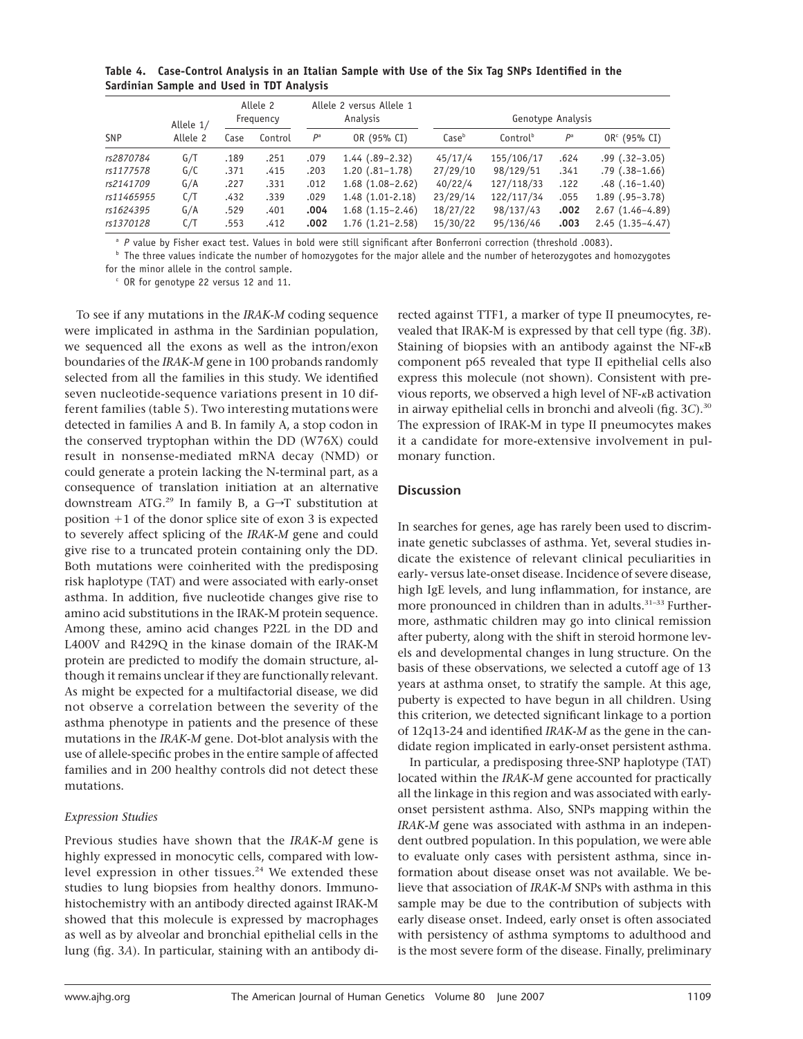**Table 4. Case-Control Analysis in an Italian Sample with Use of the Six Tag SNPs Identified in the Sardinian Sample and Used in TDT Analysis**

| SNP | Allele 1/ Allele 2 | Allele 2 Frequency | | Allele 2 versus Allele 1 Analysis | | Genotype Analysis | | | |
|---|---|---|---|---|---|---|---|---|---|
| | | Case | Control | $P$[a] | OR (95% CI) | Case[b] | Control[b] | $P$[a] | OR[c] (95% CI) |
| rs2870784 | G/T | .189 | .251 | .079 | 1.44 (.89–2.32) | 45/17/4 | 155/106/17 | .624 | .99 (.32–3.05) |
| rs1177578 | G/C | .371 | .415 | .203 | 1.20 (.81–1.78) | 27/29/10 | 98/129/51 | .341 | .79 (.38–1.66) |
| rs2141709 | G/A | .227 | .331 | .012 | 1.68 (1.08–2.62) | 40/22/4 | 127/118/33 | .122 | .48 (.16–1.40) |
| rs11465955 | C/T | .432 | .339 | .029 | 1.48 (1.01–2.18) | 23/29/14 | 122/117/34 | .055 | 1.89 (.95–3.78) |
| rs1624395 | G/A | .529 | .401 | **.004** | 1.68 (1.15–2.46) | 18/27/22 | 98/137/43 | **.002** | 2.67 (1.46–4.89) |
| rs1370128 | C/T | .553 | .412 | **.002** | 1.76 (1.21–2.58) | 15/30/22 | 95/136/46 | **.003** | 2.45 (1.35–4.47) |

[a] $P$ value by Fisher exact test. Values in bold were still significant after Bonferroni correction (threshold .0083).

[b] The three values indicate the number of homozygotes for the major allele and the number of heterozygotes and homozygotes for the minor allele in the control sample.

[c] OR for genotype 22 versus 12 and 11.

To see if any mutations in the *IRAK-M* coding sequence were implicated in asthma in the Sardinian population, we sequenced all the exons as well as the intron/exon boundaries of the *IRAK-M* gene in 100 probands randomly selected from all the families in this study. We identified seven nucleotide-sequence variations present in 10 different families (table 5). Two interesting mutations were detected in families A and B. In family A, a stop codon in the conserved tryptophan within the DD (W76X) could result in nonsense-mediated mRNA decay (NMD) or could generate a protein lacking the N-terminal part, as a consequence of translation initiation at an alternative downstream ATG.[29] In family B, a G→T substitution at position +1 of the donor splice site of exon 3 is expected to severely affect splicing of the *IRAK-M* gene and could give rise to a truncated protein containing only the DD. Both mutations were coinherited with the predisposing risk haplotype (TAT) and were associated with early-onset asthma. In addition, five nucleotide changes give rise to amino acid substitutions in the IRAK-M protein sequence. Among these, amino acid changes P22L in the DD and L400V and R429Q in the kinase domain of the IRAK-M protein are predicted to modify the domain structure, although it remains unclear if they are functionally relevant. As might be expected for a multifactorial disease, we did not observe a correlation between the severity of the asthma phenotype in patients and the presence of these mutations in the *IRAK-M* gene. Dot-blot analysis with the use of allele-specific probes in the entire sample of affected families and in 200 healthy controls did not detect these mutations.

### *Expression Studies*

Previous studies have shown that the *IRAK-M* gene is highly expressed in monocytic cells, compared with low-level expression in other tissues.[24] We extended these studies to lung biopsies from healthy donors. Immunohistochemistry with an antibody directed against IRAK-M showed that this molecule is expressed by macrophages as well as by alveolar and bronchial epithelial cells in the lung (fig. 3*A*). In particular, staining with an antibody directed against TTF1, a marker of type II pneumocytes, revealed that IRAK-M is expressed by that cell type (fig. 3*B*). Staining of biopsies with an antibody against the NF-κB component p65 revealed that type II epithelial cells also express this molecule (not shown). Consistent with previous reports, we observed a high level of NF-κB activation in airway epithelial cells in bronchi and alveoli (fig. 3*C*).[30] The expression of IRAK-M in type II pneumocytes makes it a candidate for more-extensive involvement in pulmonary function.

## Discussion

In searches for genes, age has rarely been used to discriminate genetic subclasses of asthma. Yet, several studies indicate the existence of relevant clinical peculiarities in early- versus late-onset disease. Incidence of severe disease, high IgE levels, and lung inflammation, for instance, are more pronounced in children than in adults.[31–33] Furthermore, asthmatic children may go into clinical remission after puberty, along with the shift in steroid hormone levels and developmental changes in lung structure. On the basis of these observations, we selected a cutoff age of 13 years at asthma onset, to stratify the sample. At this age, puberty is expected to have begun in all children. Using this criterion, we detected significant linkage to a portion of 12q13-24 and identified *IRAK-M* as the gene in the candidate region implicated in early-onset persistent asthma.

In particular, a predisposing three-SNP haplotype (TAT) located within the *IRAK-M* gene accounted for practically all the linkage in this region and was associated with early-onset persistent asthma. Also, SNPs mapping within the *IRAK-M* gene was associated with asthma in an independent outbred population. In this population, we were able to evaluate only cases with persistent asthma, since information about disease onset was not available. We believe that association of *IRAK-M* SNPs with asthma in this sample may be due to the contribution of subjects with early disease onset. Indeed, early onset is often associated with persistency of asthma symptoms to adulthood and is the most severe form of the disease. Finally, preliminary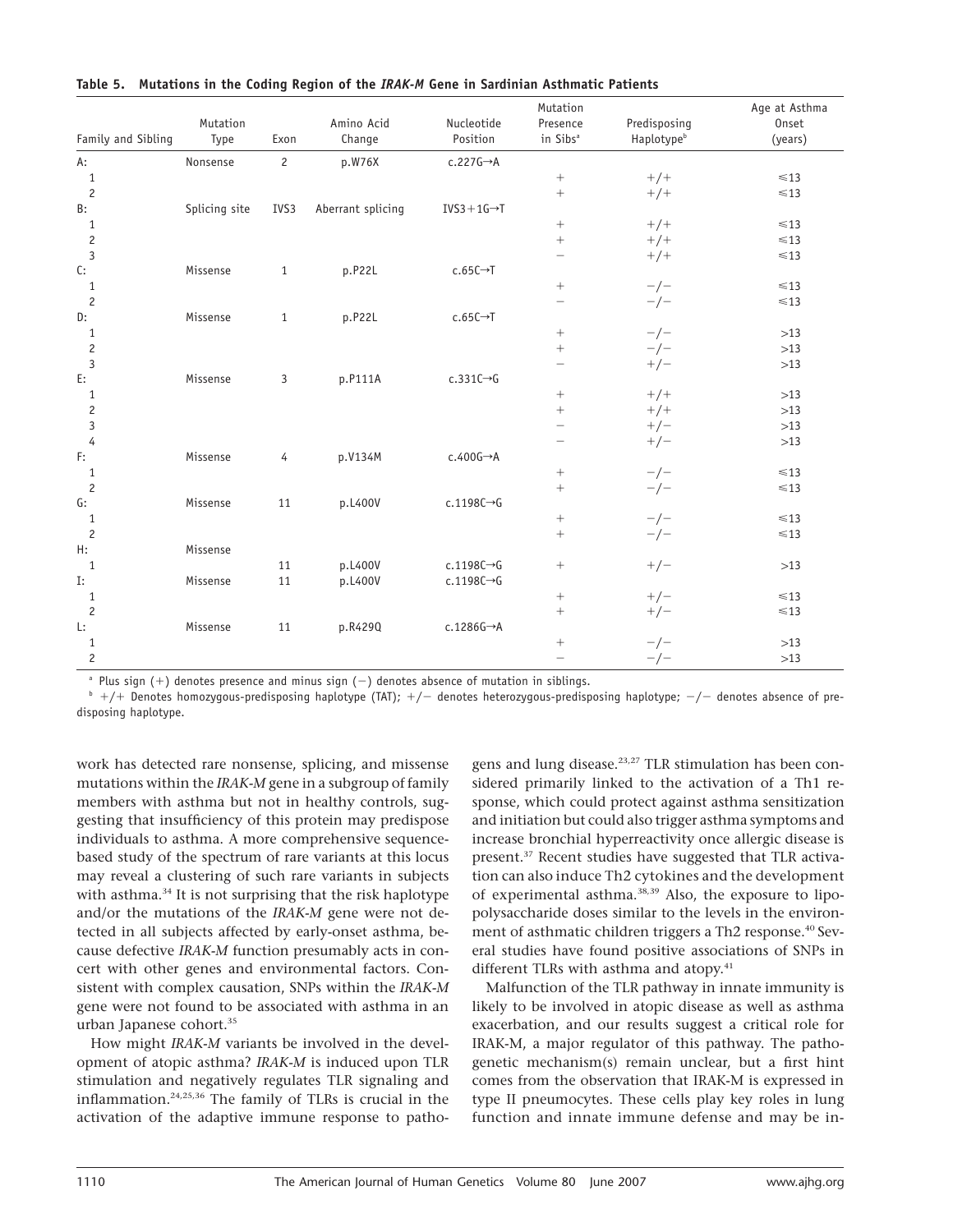**Table 5. Mutations in the Coding Region of the *IRAK-M* Gene in Sardinian Asthmatic Patients**

| Family and Sibling | Mutation Type | Exon | Amino Acid Change | Nucleotide Position | Mutation Presence in Sibs[a] | Predisposing Haplotype[b] | Age at Asthma Onset (years) |
|---|---|---|---|---|---|---|---|
| A: | Nonsense | 2 | p.W76X | c.227G→A | | | |
| 1 | | | | | + | +/+ | ≤13 |
| 2 | | | | | + | +/+ | ≤13 |
| B: | Splicing site | IVS3 | Aberrant splicing | IVS3+1G→T | | | |
| 1 | | | | | + | +/+ | ≤13 |
| 2 | | | | | + | +/+ | ≤13 |
| 3 | | | | | − | +/+ | ≤13 |
| C: | Missense | 1 | p.P22L | c.65C→T | | | |
| 1 | | | | | + | −/− | ≤13 |
| 2 | | | | | − | −/− | ≤13 |
| D: | Missense | 1 | p.P22L | c.65C→T | | | |
| 1 | | | | | + | −/− | >13 |
| 2 | | | | | + | −/− | >13 |
| 3 | | | | | − | +/− | >13 |
| E: | Missense | 3 | p.P111A | c.331C→G | | | |
| 1 | | | | | + | +/+ | >13 |
| 2 | | | | | + | +/+ | >13 |
| 3 | | | | | − | +/− | >13 |
| 4 | | | | | − | +/− | >13 |
| F: | Missense | 4 | p.V134M | c.400G→A | | | |
| 1 | | | | | + | −/− | ≤13 |
| 2 | | | | | + | −/− | ≤13 |
| G: | Missense | 11 | p.L400V | c.1198C→G | | | |
| 1 | | | | | + | −/− | ≤13 |
| 2 | | | | | + | −/− | ≤13 |
| H: | Missense | | | | | | |
| 1 | | 11 | p.L400V | c.1198C→G | + | +/− | >13 |
| I: | Missense | 11 | p.L400V | c.1198C→G | | | |
| 1 | | | | | + | +/− | ≤13 |
| 2 | | | | | + | +/− | ≤13 |
| L: | Missense | 11 | p.R429Q | c.1286G→A | | | |
| 1 | | | | | + | −/− | >13 |
| 2 | | | | | − | −/− | >13 |

[a] Plus sign (+) denotes presence and minus sign (−) denotes absence of mutation in siblings.

[b] +/+ Denotes homozygous-predisposing haplotype (TAT); +/− denotes heterozygous-predisposing haplotype; −/− denotes absence of predisposing haplotype.

work has detected rare nonsense, splicing, and missense mutations within the *IRAK-M* gene in a subgroup of family members with asthma but not in healthy controls, suggesting that insufficiency of this protein may predispose individuals to asthma. A more comprehensive sequence-based study of the spectrum of rare variants at this locus may reveal a clustering of such rare variants in subjects with asthma.[34] It is not surprising that the risk haplotype and/or the mutations of the *IRAK-M* gene were not detected in all subjects affected by early-onset asthma, because defective *IRAK-M* function presumably acts in concert with other genes and environmental factors. Consistent with complex causation, SNPs within the *IRAK-M* gene were not found to be associated with asthma in an urban Japanese cohort.[35]

How might *IRAK-M* variants be involved in the development of atopic asthma? *IRAK-M* is induced upon TLR stimulation and negatively regulates TLR signaling and inflammation.[24,25,36] The family of TLRs is crucial in the activation of the adaptive immune response to pathogens and lung disease.[23,27] TLR stimulation has been considered primarily linked to the activation of a Th1 response, which could protect against asthma sensitization and initiation but could also trigger asthma symptoms and increase bronchial hyperreactivity once allergic disease is present.[37] Recent studies have suggested that TLR activation can also induce Th2 cytokines and the development of experimental asthma.[38,39] Also, the exposure to lipopolysaccharide doses similar to the levels in the environment of asthmatic children triggers a Th2 response.[40] Several studies have found positive associations of SNPs in different TLRs with asthma and atopy.[41]

Malfunction of the TLR pathway in innate immunity is likely to be involved in atopic disease as well as asthma exacerbation, and our results suggest a critical role for IRAK-M, a major regulator of this pathway. The pathogenetic mechanism(s) remain unclear, but a first hint comes from the observation that IRAK-M is expressed in type II pneumocytes. These cells play key roles in lung function and innate immune defense and may be in-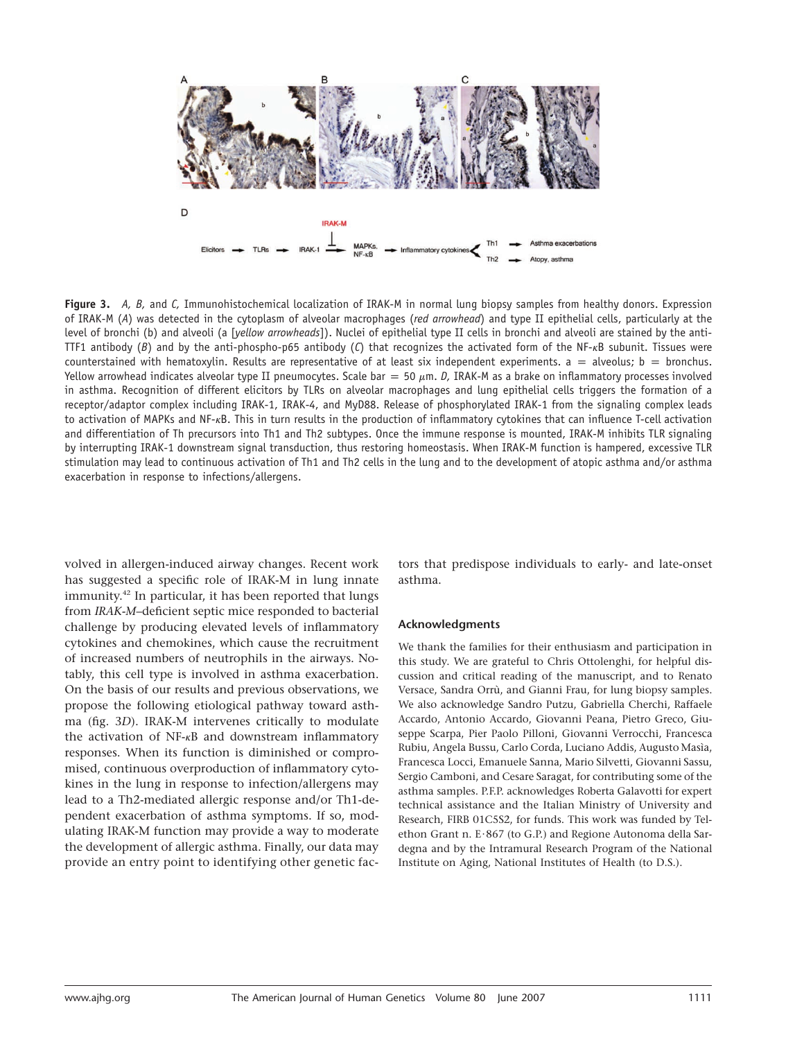**Figure 3.** *A, B,* and *C,* Immunohistochemical localization of IRAK-M in normal lung biopsy samples from healthy donors. Expression of IRAK-M (*A*) was detected in the cytoplasm of alveolar macrophages (*red arrowhead*) and type II epithelial cells, particularly at the level of bronchi (b) and alveoli (a [*yellow arrowheads*]). Nuclei of epithelial type II cells in bronchi and alveoli are stained by the anti-TTF1 antibody (*B*) and by the anti-phospho-p65 antibody (*C*) that recognizes the activated form of the NF-κB subunit. Tissues were counterstained with hematoxylin. Results are representative of at least six independent experiments. a = alveolus; b = bronchus. Yellow arrowhead indicates alveolar type II pneumocytes. Scale bar = 50 μm. *D,* IRAK-M as a brake on inflammatory processes involved in asthma. Recognition of different elicitors by TLRs on alveolar macrophages and lung epithelial cells triggers the formation of a receptor/adaptor complex including IRAK-1, IRAK-4, and MyD88. Release of phosphorylated IRAK-1 from the signaling complex leads to activation of MAPKs and NF-κB. This in turn results in the production of inflammatory cytokines that can influence T-cell activation and differentiation of Th precursors into Th1 and Th2 subtypes. Once the immune response is mounted, IRAK-M inhibits TLR signaling by interrupting IRAK-1 downstream signal transduction, thus restoring homeostasis. When IRAK-M function is hampered, excessive TLR stimulation may lead to continuous activation of Th1 and Th2 cells in the lung and to the development of atopic asthma and/or asthma exacerbation in response to infections/allergens.

volved in allergen-induced airway changes. Recent work has suggested a specific role of IRAK-M in lung innate immunity.[42] In particular, it has been reported that lungs from *IRAK-M*–deficient septic mice responded to bacterial challenge by producing elevated levels of inflammatory cytokines and chemokines, which cause the recruitment of increased numbers of neutrophils in the airways. Notably, this cell type is involved in asthma exacerbation. On the basis of our results and previous observations, we propose the following etiological pathway toward asthma (fig. 3*D*). IRAK-M intervenes critically to modulate the activation of NF-κB and downstream inflammatory responses. When its function is diminished or compromised, continuous overproduction of inflammatory cytokines in the lung in response to infection/allergens may lead to a Th2-mediated allergic response and/or Th1-dependent exacerbation of asthma symptoms. If so, modulating IRAK-M function may provide a way to moderate the development of allergic asthma. Finally, our data may provide an entry point to identifying other genetic factors that predispose individuals to early- and late-onset asthma.

## Acknowledgments

We thank the families for their enthusiasm and participation in this study. We are grateful to Chris Ottolenghi, for helpful discussion and critical reading of the manuscript, and to Renato Versace, Sandra Orrù, and Gianni Frau, for lung biopsy samples. We also acknowledge Sandro Putzu, Gabriella Cherchi, Raffaele Accardo, Antonio Accardo, Giovanni Peana, Pietro Greco, Giuseppe Scarpa, Pier Paolo Pilloni, Giovanni Verrocchi, Francesca Rubiu, Angela Bussu, Carlo Corda, Luciano Addis, Augusto Masìa, Francesca Locci, Emanuele Sanna, Mario Silvetti, Giovanni Sassu, Sergio Camboni, and Cesare Saragat, for contributing some of the asthma samples. P.F.P. acknowledges Roberta Galavotti for expert technical assistance and the Italian Ministry of University and Research, FIRB 01C5S2, for funds. This work was funded by Telethon Grant n. E·867 (to G.P.) and Regione Autonoma della Sardegna and by the Intramural Research Program of the National Institute on Aging, National Institutes of Health (to D.S.).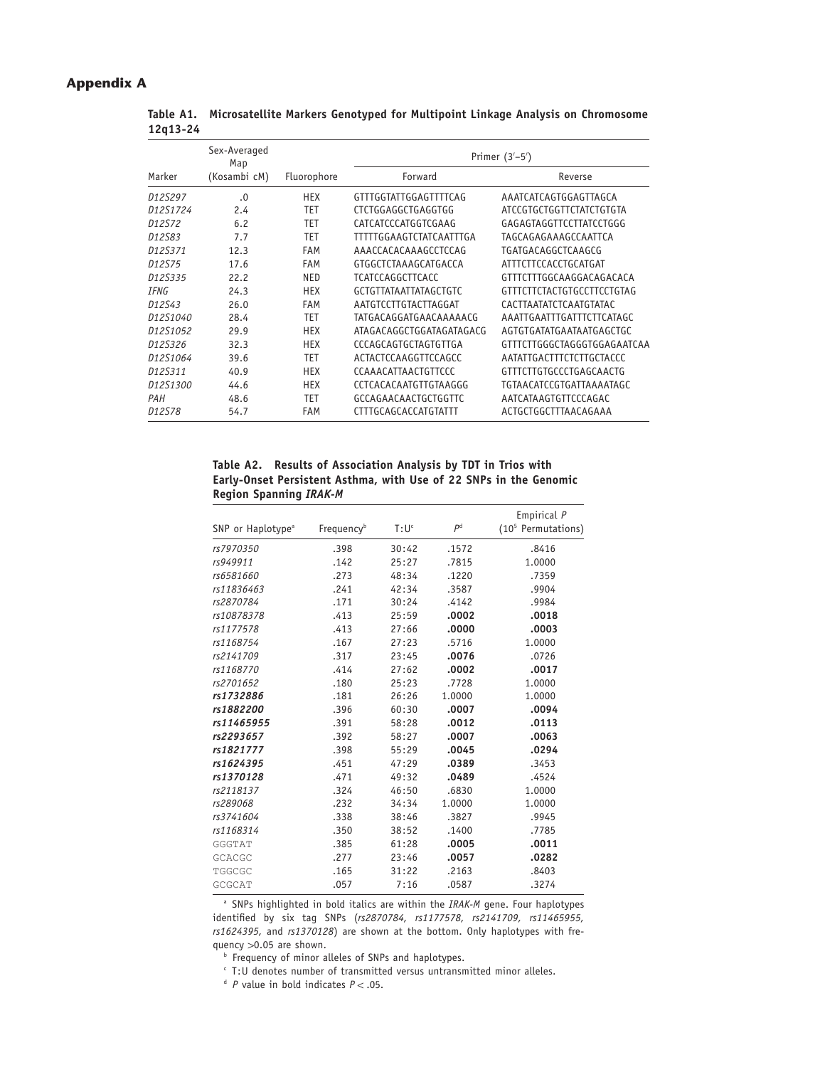# Appendix A

**Table A1. Microsatellite Markers Genotyped for Multipoint Linkage Analysis on Chromosome 12q13-24**

| Marker | Sex-Averaged Map (Kosambi cM) | Fluorophore | Primer (3′–5′) Forward | Reverse |
|---|---|---|---|---|
| *D12S297* | .0 | HEX | GTTTGGTATTGGAGTTTTCAG | AAATCATCAGTGGAGTTAGCA |
| *D12S1724* | 2.4 | TET | CTCTGGAGGCTGAGGTGG | ATCCGTGCTGGTTCTATCTGTGTA |
| *D12S72* | 6.2 | TET | CATCATCCCATGGTCGAAG | GAGAGTAGGTTCCTTATCCTGGG |
| *D12S83* | 7.7 | TET | TTTTTGGAAGTCTATCAATTTGA | TAGCAGAGAAAGCCAATTCA |
| *D12S371* | 12.3 | FAM | AAACCACACAAAGCCTCCAG | TGATGACAGGCTCAAGCG |
| *D12S75* | 17.6 | FAM | GTGGCTCTAAAGCATGACCA | ATTTCTTCCACCTGCATGAT |
| *D12S335* | 22.2 | NED | TCATCCAGGCTTCACC | GTTTCTTTGGCAAGGACAGACACA |
| *IFNG* | 24.3 | HEX | GCTGTTATAATTATAGCTGTC | GTTTCTTCTACTGTGCCTTCCTGTAG |
| *D12S43* | 26.0 | FAM | AATGTCCTTGTACTTAGGAT | CACTTAATATCTCAATGTATAC |
| *D12S1040* | 28.4 | TET | TATGACAGGATGAACAAAAACG | AAATTGAATTTGATTTCTTCATAGC |
| *D12S1052* | 29.9 | HEX | ATAGACAGGCTGGATAGATAGACG | AGTGTGATATGAATAATGAGCTGC |
| *D12S326* | 32.3 | HEX | CCCAGCAGTGCTAGTGTTGA | GTTTCTTGGGCTAGGGTGGAGAATCAA |
| *D12S1064* | 39.6 | TET | ACTACTCCAAGGTTCCAGCC | AATATTGACTTTCTCTTGCTACCC |
| *D12S311* | 40.9 | HEX | CCAAACATTAACTGTTCCC | GTTTCTTGTGCCCTGAGCAACTG |
| *D12S1300* | 44.6 | HEX | CCTCACACAATGTTGTAAGGG | TGTAACATCCGTGATTAAAATAGC |
| *PAH* | 48.6 | TET | GCCAGAACAACTGCTGGTTC | AATCATAAGTGTTCCCAGAC |
| *D12S78* | 54.7 | FAM | CTTTGCAGCACCATGTATTT | ACTGCTGGCTTTAACAGAAA |

**Table A2. Results of Association Analysis by TDT in Trios with Early-Onset Persistent Asthma, with Use of 22 SNPs in the Genomic Region Spanning *IRAK-M***

| SNP or Haplotype[a] | Frequency[b] | T:U[c] | P[d] | Empirical P ($10^5$ Permutations) |
|---|---|---|---|---|
| *rs7970350* | .398 | 30:42 | .1572 | .8416 |
| *rs949911* | .142 | 25:27 | .7815 | 1.0000 |
| *rs6581660* | .273 | 48:34 | .1220 | .7359 |
| *rs11836463* | .241 | 42:34 | .3587 | .9904 |
| *rs2870784* | .171 | 30:24 | .4142 | .9984 |
| *rs10878378* | .413 | 25:59 | **.0002** | **.0018** |
| *rs1177578* | .413 | 27:66 | **.0000** | **.0003** |
| *rs1168754* | .167 | 27:23 | .5716 | 1.0000 |
| *rs2141709* | .317 | 23:45 | **.0076** | .0726 |
| *rs1168770* | .414 | 27:62 | **.0002** | **.0017** |
| *rs2701652* | .180 | 25:23 | .7728 | 1.0000 |
| ***rs1732886*** | .181 | 26:26 | 1.0000 | 1.0000 |
| ***rs1882200*** | .396 | 60:30 | **.0007** | **.0094** |
| ***rs11465955*** | .391 | 58:28 | **.0012** | **.0113** |
| ***rs2293657*** | .392 | 58:27 | **.0007** | **.0063** |
| ***rs1821777*** | .398 | 55:29 | **.0045** | **.0294** |
| ***rs1624395*** | .451 | 47:29 | **.0389** | .3453 |
| ***rs1370128*** | .471 | 49:32 | **.0489** | .4524 |
| *rs2118137* | .324 | 46:50 | .6830 | 1.0000 |
| *rs289068* | .232 | 34:34 | 1.0000 | 1.0000 |
| *rs3741604* | .338 | 38:46 | .3827 | .9945 |
| *rs1168314* | .350 | 38:52 | .1400 | .7785 |
| GGGTAT | .385 | 61:28 | **.0005** | **.0011** |
| GCACGC | .277 | 23:46 | **.0057** | **.0282** |
| TGGCGC | .165 | 31:22 | .2163 | .8403 |
| GCGCAT | .057 | 7:16 | .0587 | .3274 |

[a] SNPs highlighted in bold italics are within the *IRAK-M* gene. Four haplotypes identified by six tag SNPs (*rs2870784, rs1177578, rs2141709, rs11465955, rs1624395,* and *rs1370128*) are shown at the bottom. Only haplotypes with frequency >0.05 are shown.

[b] Frequency of minor alleles of SNPs and haplotypes.

[c] T:U denotes number of transmitted versus untransmitted minor alleles.

[d] *P* value in bold indicates $P < .05$.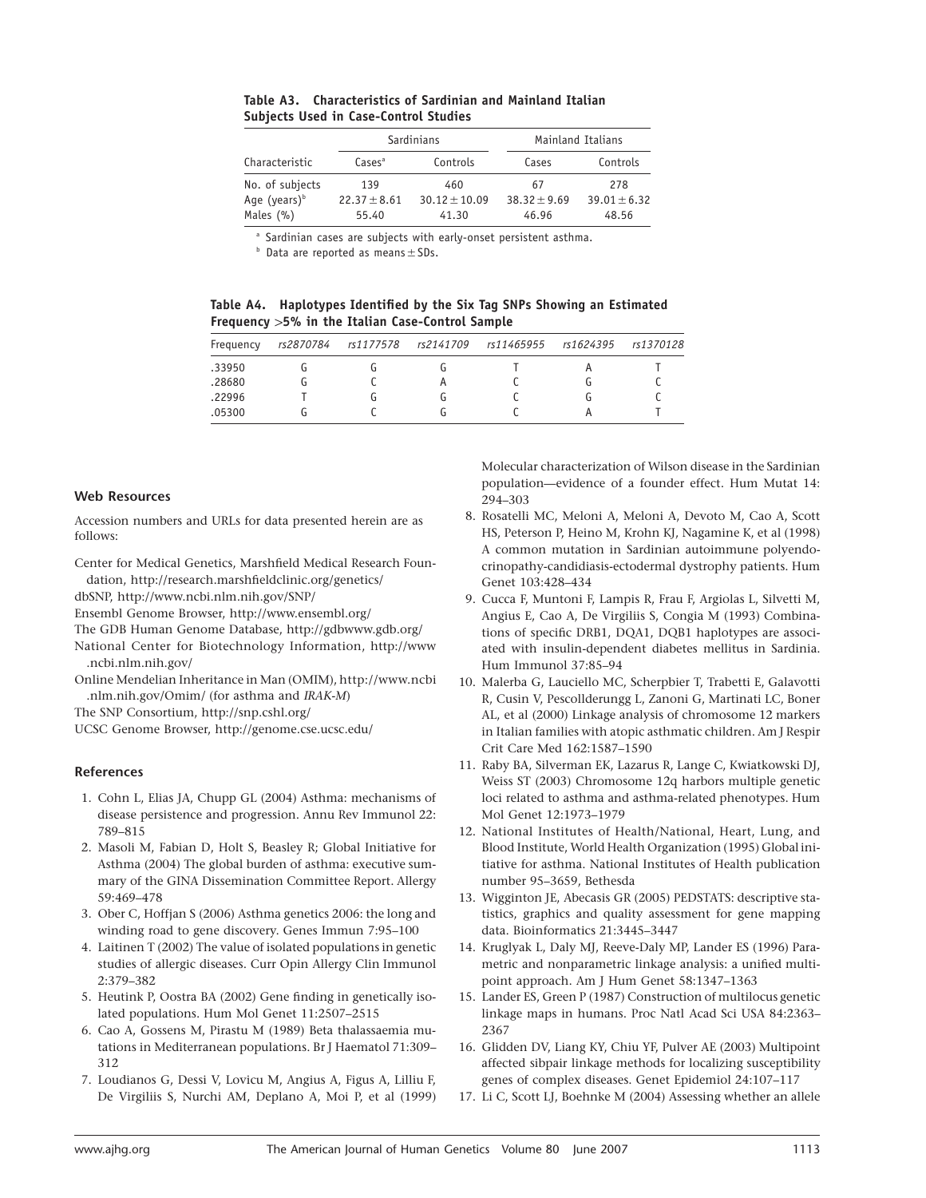**Table A3. Characteristics of Sardinian and Mainland Italian Subjects Used in Case-Control Studies**

| Characteristic | Sardinians | | Mainland Italians | |
|---|---|---|---|---|
| | Cases[a] | Controls | Cases | Controls |
| No. of subjects | 139 | 460 | 67 | 278 |
| Age (years)[b] | $22.37 \pm 8.61$ | $30.12 \pm 10.09$ | $38.32 \pm 9.69$ | $39.01 \pm 6.32$ |
| Males (%) | 55.40 | 41.30 | 46.96 | 48.56 |

[a] Sardinian cases are subjects with early-onset persistent asthma.

[b] Data are reported as means ± SDs.

**Table A4. Haplotypes Identified by the Six Tag SNPs Showing an Estimated Frequency >5% in the Italian Case-Control Sample**

| Frequency | *rs2870784* | *rs1177578* | *rs2141709* | *rs11465955* | *rs1624395* | *rs1370128* |
|---|---|---|---|---|---|---|
| .33950 | G | G | G | T | A | T |
| .28680 | G | C | A | C | G | C |
| .22996 | T | G | G | C | G | C |
| .05300 | G | C | G | C | A | T |

## Web Resources

Accession numbers and URLs for data presented herein are as follows:

Center for Medical Genetics, Marshfield Medical Research Foundation, http://research.marshfieldclinic.org/genetics/

dbSNP, http://www.ncbi.nlm.nih.gov/SNP/

Ensembl Genome Browser, http://www.ensembl.org/

The GDB Human Genome Database, http://gdbwww.gdb.org/

National Center for Biotechnology Information, http://www.ncbi.nlm.nih.gov/

Online Mendelian Inheritance in Man (OMIM), http://www.ncbi.nlm.nih.gov/Omim/ (for asthma and *IRAK-M*)

The SNP Consortium, http://snp.cshl.org/

UCSC Genome Browser, http://genome.cse.ucsc.edu/

## References

1. Cohn L, Elias JA, Chupp GL (2004) Asthma: mechanisms of disease persistence and progression. Annu Rev Immunol 22: 789–815
2. Masoli M, Fabian D, Holt S, Beasley R; Global Initiative for Asthma (2004) The global burden of asthma: executive summary of the GINA Dissemination Committee Report. Allergy 59:469–478
3. Ober C, Hoffjan S (2006) Asthma genetics 2006: the long and winding road to gene discovery. Genes Immun 7:95–100
4. Laitinen T (2002) The value of isolated populations in genetic studies of allergic diseases. Curr Opin Allergy Clin Immunol 2:379–382
5. Heutink P, Oostra BA (2002) Gene finding in genetically isolated populations. Hum Mol Genet 11:2507–2515
6. Cao A, Gossens M, Pirastu M (1989) Beta thalassaemia mutations in Mediterranean populations. Br J Haematol 71:309–312
7. Loudianos G, Dessi V, Lovicu M, Angius A, Figus A, Lilliu F, De Virgiliis S, Nurchi AM, Deplano A, Moi P, et al (1999) Molecular characterization of Wilson disease in the Sardinian population—evidence of a founder effect. Hum Mutat 14: 294–303
8. Rosatelli MC, Meloni A, Meloni A, Devoto M, Cao A, Scott HS, Peterson P, Heino M, Krohn KJ, Nagamine K, et al (1998) A common mutation in Sardinian autoimmune polyendocrinopathy-candidiasis-ectodermal dystrophy patients. Hum Genet 103:428–434
9. Cucca F, Muntoni F, Lampis R, Frau F, Argiolas L, Silvetti M, Angius E, Cao A, De Virgiliis S, Congia M (1993) Combinations of specific DRB1, DQA1, DQB1 haplotypes are associated with insulin-dependent diabetes mellitus in Sardinia. Hum Immunol 37:85–94
10. Malerba G, Lauciello MC, Scherpbier T, Trabetti E, Galavotti R, Cusin V, Pescollderungg L, Zanoni G, Martinati LC, Boner AL, et al (2000) Linkage analysis of chromosome 12 markers in Italian families with atopic asthmatic children. Am J Respir Crit Care Med 162:1587–1590
11. Raby BA, Silverman EK, Lazarus R, Lange C, Kwiatkowski DJ, Weiss ST (2003) Chromosome 12q harbors multiple genetic loci related to asthma and asthma-related phenotypes. Hum Mol Genet 12:1973–1979
12. National Institutes of Health/National, Heart, Lung, and Blood Institute, World Health Organization (1995) Global initiative for asthma. National Institutes of Health publication number 95–3659, Bethesda
13. Wigginton JE, Abecasis GR (2005) PEDSTATS: descriptive statistics, graphics and quality assessment for gene mapping data. Bioinformatics 21:3445–3447
14. Kruglyak L, Daly MJ, Reeve-Daly MP, Lander ES (1996) Parametric and nonparametric linkage analysis: a unified multipoint approach. Am J Hum Genet 58:1347–1363
15. Lander ES, Green P (1987) Construction of multilocus genetic linkage maps in humans. Proc Natl Acad Sci USA 84:2363–2367
16. Glidden DV, Liang KY, Chiu YF, Pulver AE (2003) Multipoint affected sibpair linkage methods for localizing susceptibility genes of complex diseases. Genet Epidemiol 24:107–117
17. Li C, Scott LJ, Boehnke M (2004) Assessing whether an allele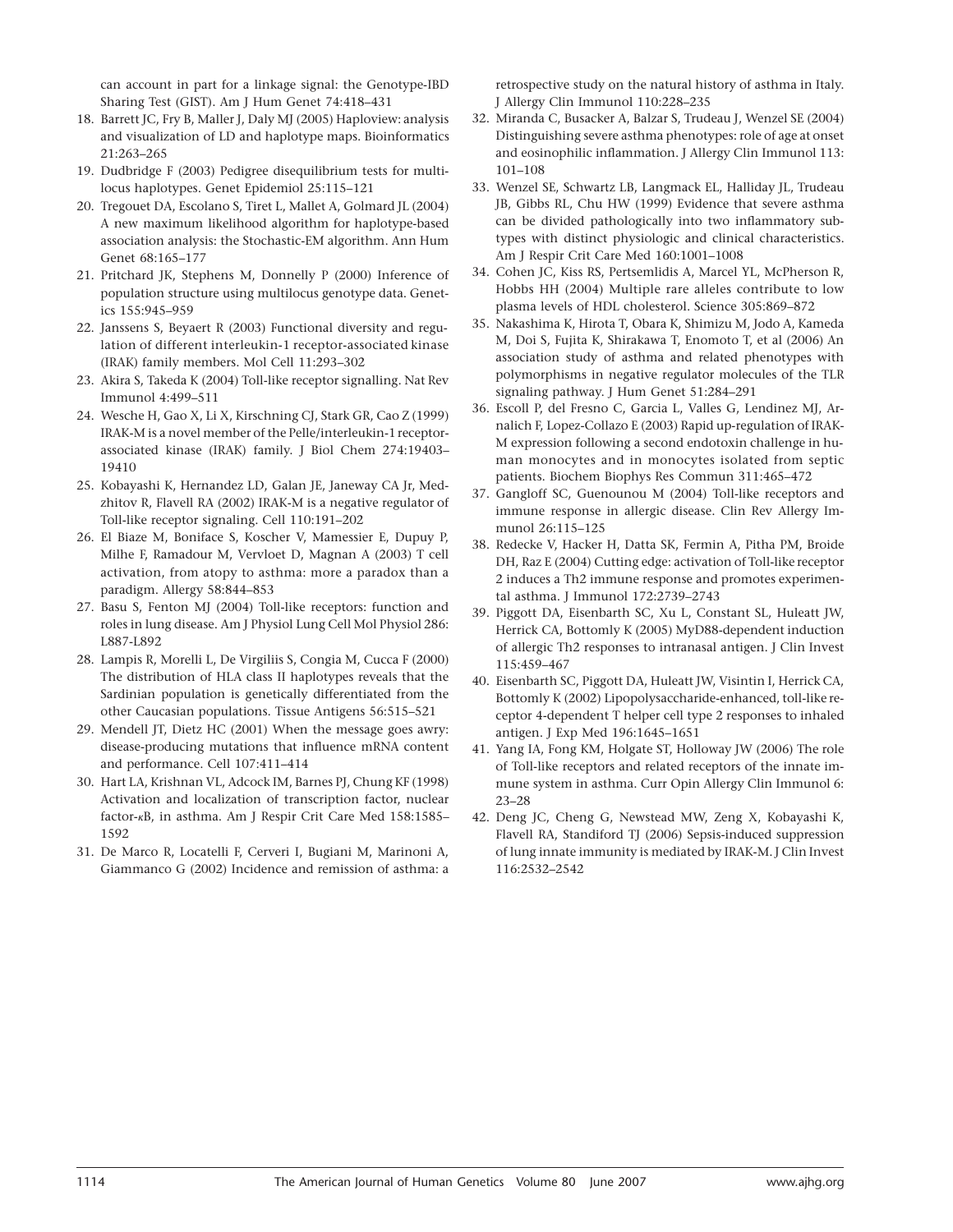can account in part for a linkage signal: the Genotype-IBD Sharing Test (GIST). Am J Hum Genet 74:418–431

18. Barrett JC, Fry B, Maller J, Daly MJ (2005) Haploview: analysis and visualization of LD and haplotype maps. Bioinformatics 21:263–265
19. Dudbridge F (2003) Pedigree disequilibrium tests for multilocus haplotypes. Genet Epidemiol 25:115–121
20. Tregouet DA, Escolano S, Tiret L, Mallet A, Golmard JL (2004) A new maximum likelihood algorithm for haplotype-based association analysis: the Stochastic-EM algorithm. Ann Hum Genet 68:165–177
21. Pritchard JK, Stephens M, Donnelly P (2000) Inference of population structure using multilocus genotype data. Genetics 155:945–959
22. Janssens S, Beyaert R (2003) Functional diversity and regulation of different interleukin-1 receptor-associated kinase (IRAK) family members. Mol Cell 11:293–302
23. Akira S, Takeda K (2004) Toll-like receptor signalling. Nat Rev Immunol 4:499–511
24. Wesche H, Gao X, Li X, Kirschning CJ, Stark GR, Cao Z (1999) IRAK-M is a novel member of the Pelle/interleukin-1 receptor-associated kinase (IRAK) family. J Biol Chem 274:19403–19410
25. Kobayashi K, Hernandez LD, Galan JE, Janeway CA Jr, Medzhitov R, Flavell RA (2002) IRAK-M is a negative regulator of Toll-like receptor signaling. Cell 110:191–202
26. El Biaze M, Boniface S, Koscher V, Mamessier E, Dupuy P, Milhe F, Ramadour M, Vervloet D, Magnan A (2003) T cell activation, from atopy to asthma: more a paradox than a paradigm. Allergy 58:844–853
27. Basu S, Fenton MJ (2004) Toll-like receptors: function and roles in lung disease. Am J Physiol Lung Cell Mol Physiol 286: L887-L892
28. Lampis R, Morelli L, De Virgiliis S, Congia M, Cucca F (2000) The distribution of HLA class II haplotypes reveals that the Sardinian population is genetically differentiated from the other Caucasian populations. Tissue Antigens 56:515–521
29. Mendell JT, Dietz HC (2001) When the message goes awry: disease-producing mutations that influence mRNA content and performance. Cell 107:411–414
30. Hart LA, Krishnan VL, Adcock IM, Barnes PJ, Chung KF (1998) Activation and localization of transcription factor, nuclear factor-κB, in asthma. Am J Respir Crit Care Med 158:1585–1592
31. De Marco R, Locatelli F, Cerveri I, Bugiani M, Marinoni A, Giammanco G (2002) Incidence and remission of asthma: a retrospective study on the natural history of asthma in Italy. J Allergy Clin Immunol 110:228–235
32. Miranda C, Busacker A, Balzar S, Trudeau J, Wenzel SE (2004) Distinguishing severe asthma phenotypes: role of age at onset and eosinophilic inflammation. J Allergy Clin Immunol 113: 101–108
33. Wenzel SE, Schwartz LB, Langmack EL, Halliday JL, Trudeau JB, Gibbs RL, Chu HW (1999) Evidence that severe asthma can be divided pathologically into two inflammatory subtypes with distinct physiologic and clinical characteristics. Am J Respir Crit Care Med 160:1001–1008
34. Cohen JC, Kiss RS, Pertsemlidis A, Marcel YL, McPherson R, Hobbs HH (2004) Multiple rare alleles contribute to low plasma levels of HDL cholesterol. Science 305:869–872
35. Nakashima K, Hirota T, Obara K, Shimizu M, Jodo A, Kameda M, Doi S, Fujita K, Shirakawa T, Enomoto T, et al (2006) An association study of asthma and related phenotypes with polymorphisms in negative regulator molecules of the TLR signaling pathway. J Hum Genet 51:284–291
36. Escoll P, del Fresno C, Garcia L, Valles G, Lendinez MJ, Arnalich F, Lopez-Collazo E (2003) Rapid up-regulation of IRAK-M expression following a second endotoxin challenge in human monocytes and in monocytes isolated from septic patients. Biochem Biophys Res Commun 311:465–472
37. Gangloff SC, Guenounou M (2004) Toll-like receptors and immune response in allergic disease. Clin Rev Allergy Immunol 26:115–125
38. Redecke V, Hacker H, Datta SK, Fermin A, Pitha PM, Broide DH, Raz E (2004) Cutting edge: activation of Toll-like receptor 2 induces a Th2 immune response and promotes experimental asthma. J Immunol 172:2739–2743
39. Piggott DA, Eisenbarth SC, Xu L, Constant SL, Huleatt JW, Herrick CA, Bottomly K (2005) MyD88-dependent induction of allergic Th2 responses to intranasal antigen. J Clin Invest 115:459–467
40. Eisenbarth SC, Piggott DA, Huleatt JW, Visintin I, Herrick CA, Bottomly K (2002) Lipopolysaccharide-enhanced, toll-like receptor 4-dependent T helper cell type 2 responses to inhaled antigen. J Exp Med 196:1645–1651
41. Yang IA, Fong KM, Holgate ST, Holloway JW (2006) The role of Toll-like receptors and related receptors of the innate immune system in asthma. Curr Opin Allergy Clin Immunol 6: 23–28
42. Deng JC, Cheng G, Newstead MW, Zeng X, Kobayashi K, Flavell RA, Standiford TJ (2006) Sepsis-induced suppression of lung innate immunity is mediated by IRAK-M. J Clin Invest 116:2532–2542